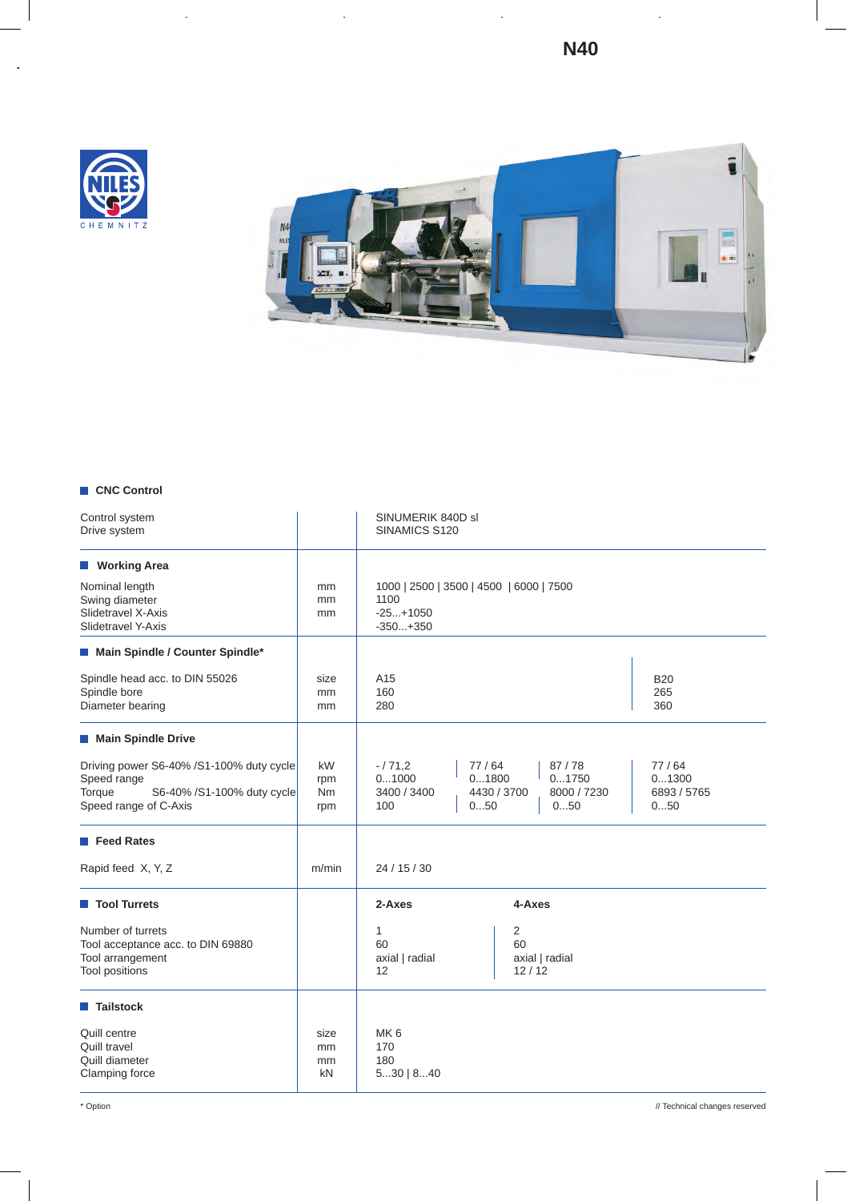# N40

## CNC Control

| | | | | | |
|---|---|---|---|---|---|
| Control system | | SINUMERIK 840D sl | | | |
| Drive system | | SINAMICS S120 | | | |

## Working Area

| | | | | | |
|---|---|---|---|---|---|
| Nominal length | mm | 1000 \| 2500 \| 3500 \| 4500 \| 6000 \| 7500 | | | |
| Swing diameter | mm | 1100 | | | |
| Slidetravel X-Axis | mm | -25...+1050 | | | |
| Slidetravel Y-Axis | | -350...+350 | | | |

## Main Spindle / Counter Spindle*

| | | | | | |
|---|---|---|---|---|---|
| Spindle head acc. to DIN 55026 | size | A15 | | | B20 |
| Spindle bore | mm | 160 | | | 265 |
| Diameter bearing | mm | 280 | | | 360 |

## Main Spindle Drive

| | | | | | |
|---|---|---|---|---|---|
| Driving power S6-40% /S1-100% duty cycle | kW | - / 71,2 | 77 / 64 | 87 / 78 | 77 / 64 |
| Speed range | rpm | 0...1000 | 0...1800 | 0...1750 | 0...1300 |
| Torque S6-40% /S1-100% duty cycle | Nm | 3400 / 3400 | 4430 / 3700 | 8000 / 7230 | 6893 / 5765 |
| Speed range of C-Axis | rpm | 100 | 0...50 | 0...50 | 0...50 |

## Feed Rates

| | | |
|---|---|---|
| Rapid feed X, Y, Z | m/min | 24 / 15 / 30 |

## Tool Turrets

| | | 2-Axes | 4-Axes |
|---|---|---|---|
| Number of turrets | | 1 | 2 |
| Tool acceptance acc. to DIN 69880 | | 60 | 60 |
| Tool arrangement | | axial \| radial | axial \| radial |
| Tool positions | | 12 | 12 / 12 |

## Tailstock

| | | |
|---|---|---|
| Quill centre | size | MK 6 |
| Quill travel | mm | 170 |
| Quill diameter | mm | 180 |
| Clamping force | kN | 5...30 \| 8...40 |

\* Option

// Technical changes reserved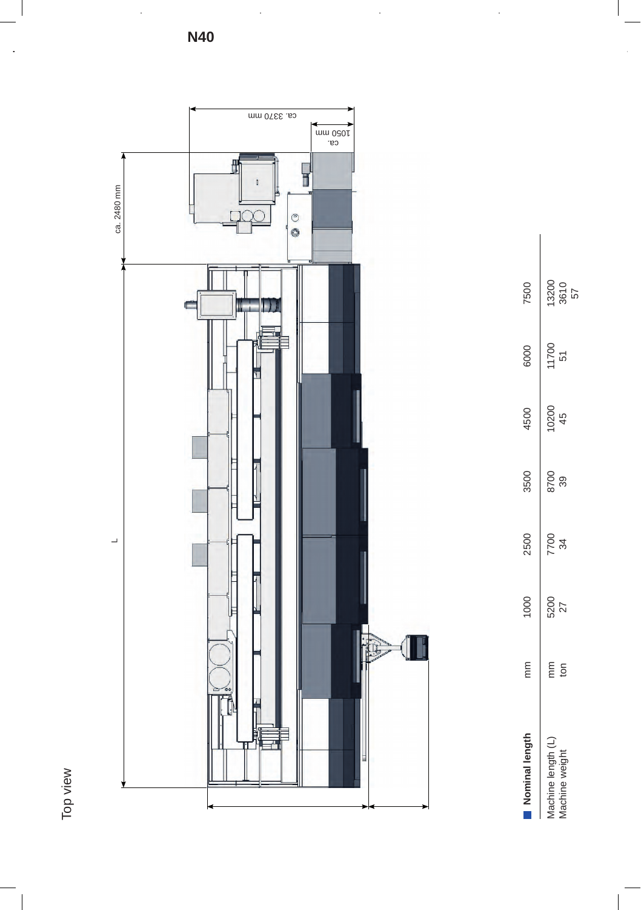# N40

Top view

ca. 3370 mm

ca. 1050 mm

ca. 2480 mm

L

| Nominal length | mm | 1000 | 2500 | 3500 | 4500 | 6000 | 7500 |
|---|---|---|---|---|---|---|---|
| Machine length (L) | mm | 5200 | 7700 | 8700 | 10200 | 11700 | 13200 |
| Machine weight | ton | 27 | 34 | 39 | 45 | 51 | 3610 57 |